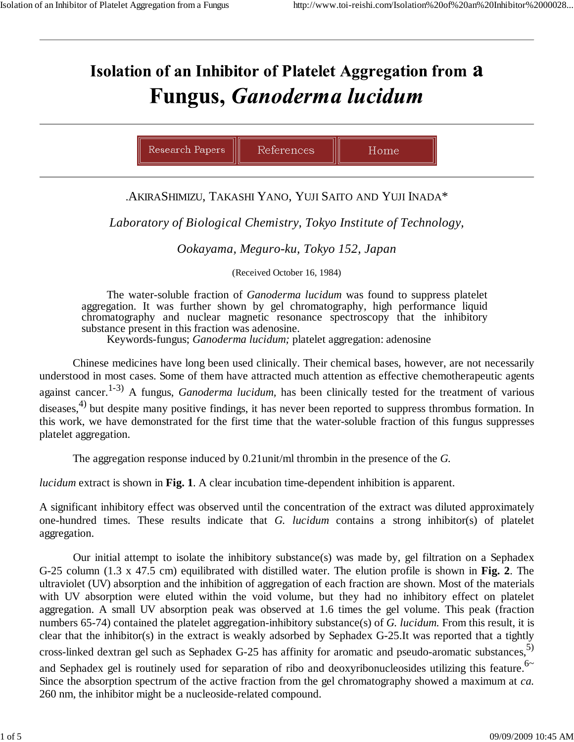# Isolation of an Inhibitor of Platelet Aggregation from a Fungus, *Ganoderma lucidum*

Research Papers | References | Home

.AKIRA SHIMIZU, TAKASHI YANO, YUJI SAITO AND YUJI INADA*

*Laboratory of Biological Chemistry, Tokyo Institute of Technology,*

*Ookayama, Meguro-ku, Tokyo 152, Japan*

(Received October 16, 1984)

The water-soluble fraction of *Ganoderma lucidum* was found to suppress platelet aggregation. It was further shown by gel chromatography, high performance liquid chromatography and nuclear magnetic resonance spectroscopy that the inhibitory substance present in this fraction was adenosine.

Keywords-fungus; *Ganoderma lucidum;* platelet aggregation: adenosine

Chinese medicines have long been used clinically. Their chemical bases, however, are not necessarily understood in most cases. Some of them have attracted much attention as effective chemotherapeutic agents against cancer.[1-3] A fungus, *Ganoderma lucidum*, has been clinically tested for the treatment of various diseases,[4] but despite many positive findings, it has never been reported to suppress thrombus formation. In this work, we have demonstrated for the first time that the water-soluble fraction of this fungus suppresses platelet aggregation.

The aggregation response induced by 0.21unit/ml thrombin in the presence of the *G.*

*lucidum* extract is shown in **Fig. 1**. A clear incubation time-dependent inhibition is apparent.

A significant inhibitory effect was observed until the concentration of the extract was diluted approximately one-hundred times. These results indicate that *G. lucidum* contains a strong inhibitor(s) of platelet aggregation.

Our initial attempt to isolate the inhibitory substance(s) was made by, gel filtration on a Sephadex G-25 column (1.3 x 47.5 cm) equilibrated with distilled water. The elution profile is shown in **Fig. 2**. The ultraviolet (UV) absorption and the inhibition of aggregation of each fraction are shown. Most of the materials with UV absorption were eluted within the void volume, but they had no inhibitory effect on platelet aggregation. A small UV absorption peak was observed at 1.6 times the gel volume. This peak (fraction numbers 65-74) contained the platelet aggregation-inhibitory substance(s) of *G. lucidum*. From this result, it is clear that the inhibitor(s) in the extract is weakly adsorbed by Sephadex G-25.It was reported that a tightly cross-linked dextran gel such as Sephadex G-25 has affinity for aromatic and pseudo-aromatic substances,[5] and Sephadex gel is routinely used for separation of ribo and deoxyribonucleosides utilizing this feature.[6~] Since the absorption spectrum of the active fraction from the gel chromatography showed a maximum at *ca.* 260 nm, the inhibitor might be a nucleoside-related compound.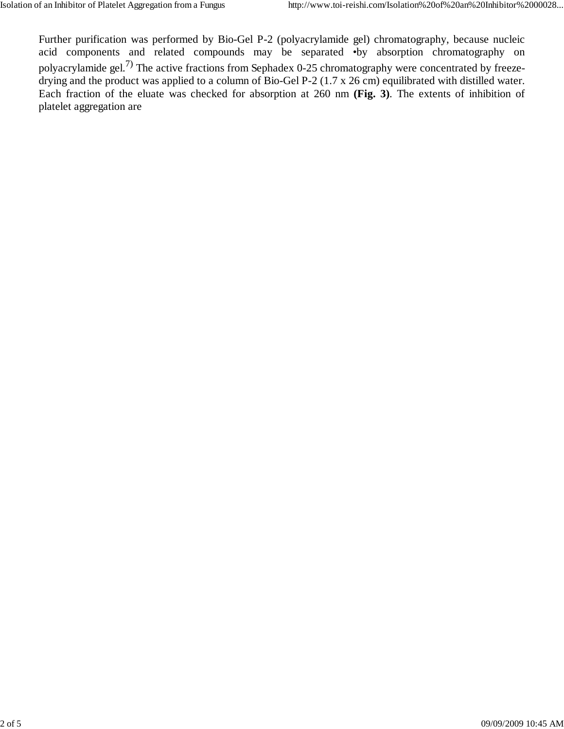Further purification was performed by Bio-Gel P-2 (polyacrylamide gel) chromatography, because nucleic acid components and related compounds may be separated •by absorption chromatography on polyacrylamide gel.[7] The active fractions from Sephadex 0-25 chromatography were concentrated by freeze-drying and the product was applied to a column of Bio-Gel P-2 (1.7 x 26 cm) equilibrated with distilled water. Each fraction of the eluate was checked for absorption at 260 nm **(Fig. 3)**. The extents of inhibition of platelet aggregation are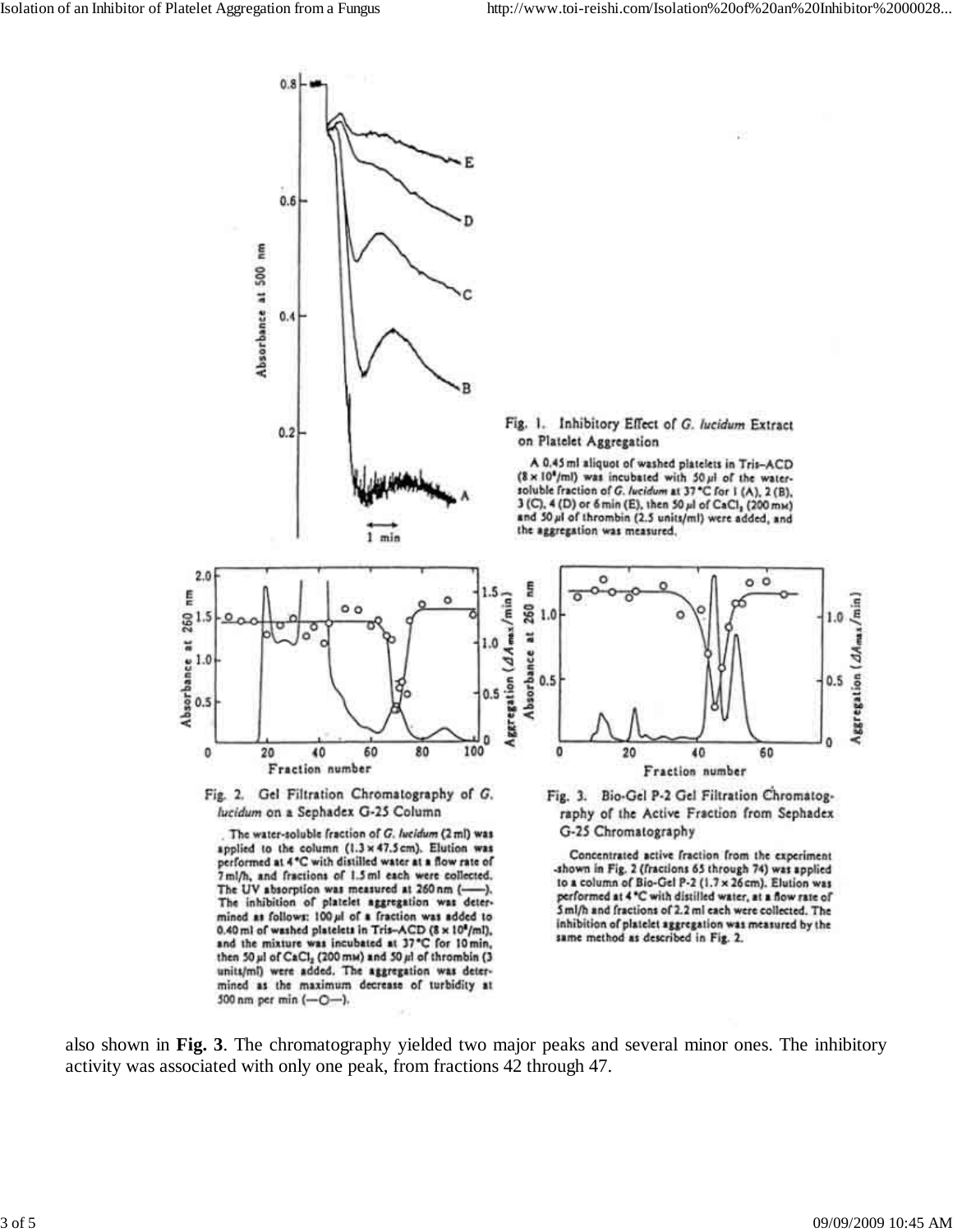Fig. 1. Inhibitory Effect of *G. lucidum* Extract on Platelet Aggregation

A 0.45 ml aliquot of washed platelets in Tris–ACD ($8 \times 10^8$/ml) was incubated with 50 µl of the water-soluble fraction of *G. lucidum* at 37 °C for 1 (A), 2 (B), 3 (C), 4 (D) or 6 min (E), then 50 µl of $CaCl_2$ (200 mM) and 50 µl of thrombin (2.5 units/ml) were added, and the aggregation was measured.

Fig. 2. Gel Filtration Chromatography of *G. lucidum* on a Sephadex G-25 Column

The water-soluble fraction of *G. lucidum* (2 ml) was applied to the column (1.3 × 47.5 cm). Elution was performed at 4 °C with distilled water at a flow rate of 7 ml/h, and fractions of 1.5 ml each were collected. The UV absorption was measured at 260 nm (——). The inhibition of platelet aggregation was determined as follows: 100 µl of a fraction was added to 0.40 ml of washed platelets in Tris–ACD ($8 \times 10^8$/ml), and the mixture was incubated at 37 °C for 10 min, then 50 µl of $CaCl_2$ (200 mM) and 50 µl of thrombin (3 units/ml) were added. The aggregation was determined as the maximum decrease of turbidity at 500 nm per min (—○—).

Fig. 3. Bio-Gel P-2 Gel Filtration Chromatography of the Active Fraction from Sephadex G-25 Chromatography

Concentrated active fraction from the experiment shown in Fig. 2 (fractions 65 through 74) was applied to a column of Bio-Gel P-2 (1.7 × 26 cm). Elution was performed at 4 °C with distilled water, at a flow rate of 5 ml/h and fractions of 2.2 ml each were collected. The inhibition of platelet aggregation was measured by the same method as described in Fig. 2.

also shown in **Fig. 3**. The chromatography yielded two major peaks and several minor ones. The inhibitory activity was associated with only one peak, from fractions 42 through 47.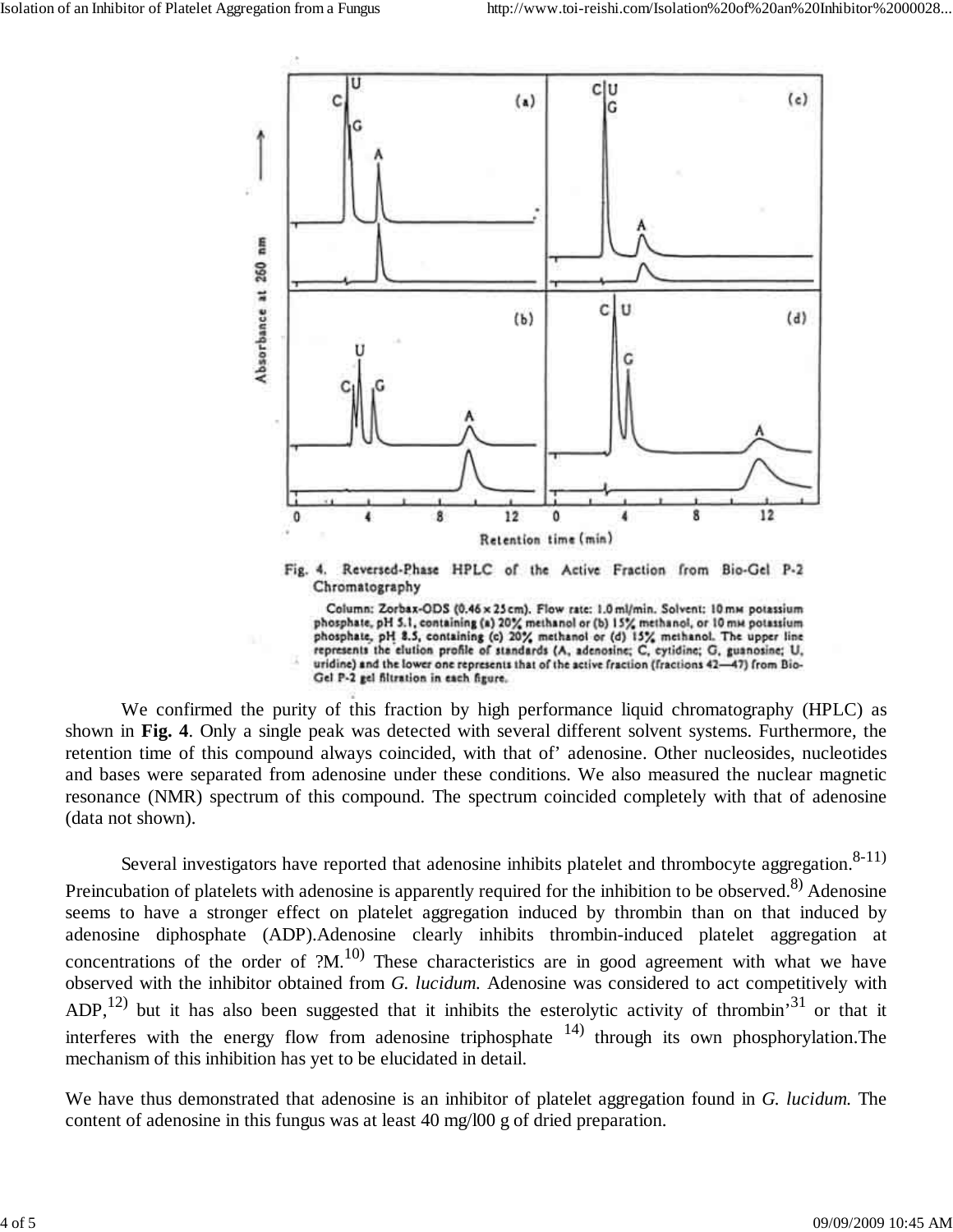Fig. 4. Reversed-Phase HPLC of the Active Fraction from Bio-Gel P-2 Chromatography

Column: Zorbax-ODS (0.46 × 25 cm). Flow rate: 1.0 ml/min. Solvent: 10 mM potassium phosphate, pH 5.1, containing (a) 20% methanol or (b) 15% methanol, or 10 mM potassium phosphate, pH 8.5, containing (c) 20% methanol or (d) 15% methanol. The upper line represents the elution profile of standards (A, adenosine; C, cytidine; G, guanosine; U, uridine) and the lower one represents that of the active fraction (fractions 42—47) from Bio-Gel P-2 gel filtration in each figure.

We confirmed the purity of this fraction by high performance liquid chromatography (HPLC) as shown in **Fig. 4**. Only a single peak was detected with several different solvent systems. Furthermore, the retention time of this compound always coincided, with that of' adenosine. Other nucleosides, nucleotides and bases were separated from adenosine under these conditions. We also measured the nuclear magnetic resonance (NMR) spectrum of this compound. The spectrum coincided completely with that of adenosine (data not shown).

Several investigators have reported that adenosine inhibits platelet and thrombocyte aggregation.[8-11] Preincubation of platelets with adenosine is apparently required for the inhibition to be observed.[8] Adenosine seems to have a stronger effect on platelet aggregation induced by thrombin than on that induced by adenosine diphosphate (ADP).Adenosine clearly inhibits thrombin-induced platelet aggregation at concentrations of the order of ?M.[10] These characteristics are in good agreement with what we have observed with the inhibitor obtained from *G. lucidum.* Adenosine was considered to act competitively with ADP,[12] but it has also been suggested that it inhibits the esterolytic activity of thrombin'[31] or that it interferes with the energy flow from adenosine triphosphate [14] through its own phosphorylation.The mechanism of this inhibition has yet to be elucidated in detail.

We have thus demonstrated that adenosine is an inhibitor of platelet aggregation found in *G. lucidum.* The content of adenosine in this fungus was at least 40 mg/l00 g of dried preparation.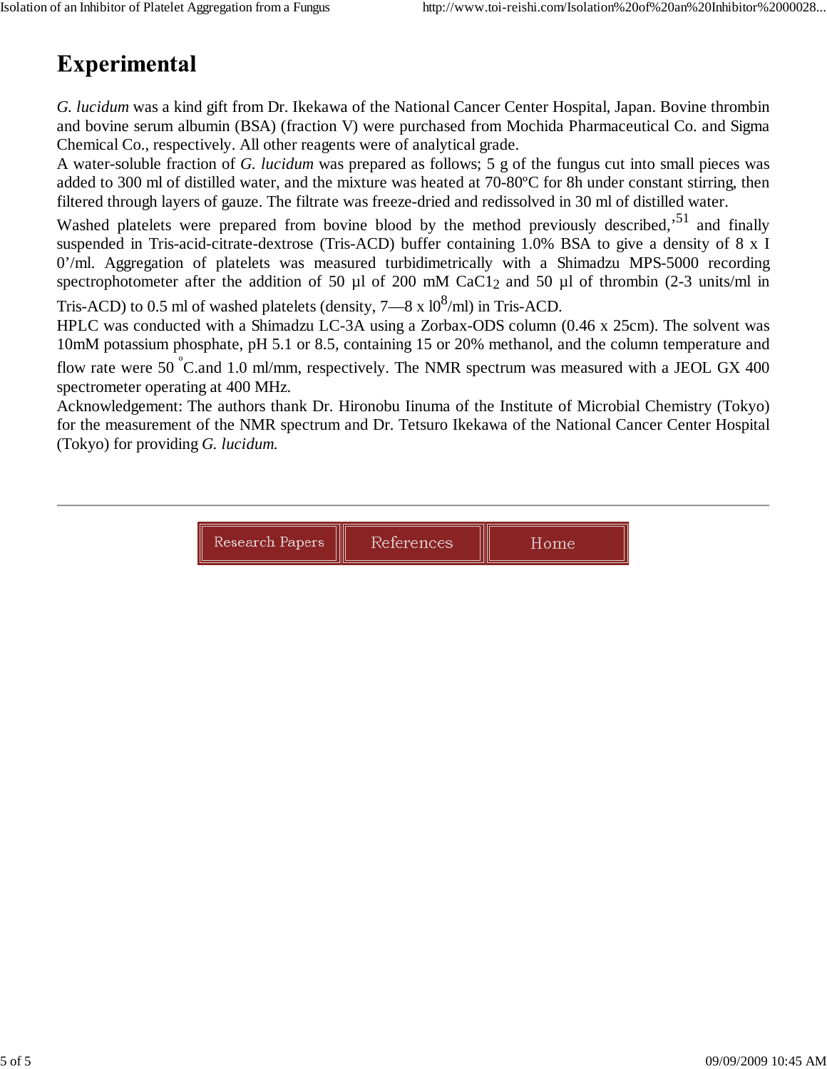# Experimental

*G. lucidum* was a kind gift from Dr. Ikekawa of the National Cancer Center Hospital, Japan. Bovine thrombin and bovine serum albumin (BSA) (fraction V) were purchased from Mochida Pharmaceutical Co. and Sigma Chemical Co., respectively. All other reagents were of analytical grade.

A water-soluble fraction of *G. lucidum* was prepared as follows; 5 g of the fungus cut into small pieces was added to 300 ml of distilled water, and the mixture was heated at 70-80ºC for 8h under constant stirring, then filtered through layers of gauze. The filtrate was freeze-dried and redissolved in 30 ml of distilled water.

Washed platelets were prepared from bovine blood by the method previously described,'[51] and finally suspended in Tris-acid-citrate-dextrose (Tris-ACD) buffer containing 1.0% BSA to give a density of 8 x I 0'/ml. Aggregation of platelets was measured turbidimetrically with a Shimadzu MPS-5000 recording spectrophotometer after the addition of 50 µl of 200 mM $CaC1_2$ and 50 µl of thrombin (2-3 units/ml in Tris-ACD) to 0.5 ml of washed platelets (density, 7—8 x $l0^8$/ml) in Tris-ACD.

HPLC was conducted with a Shimadzu LC-3A using a Zorbax-ODS column (0.46 x 25cm). The solvent was 10mM potassium phosphate, pH 5.1 or 8.5, containing 15 or 20% methanol, and the column temperature and flow rate were 50 °C.and 1.0 ml/mm, respectively. The NMR spectrum was measured with a JEOL GX 400 spectrometer operating at 400 MHz.

Acknowledgement: The authors thank Dr. Hironobu Iinuma of the Institute of Microbial Chemistry (Tokyo) for the measurement of the NMR spectrum and Dr. Tetsuro Ikekawa of the National Cancer Center Hospital (Tokyo) for providing *G. lucidum.*

---

Research Papers | References | Home